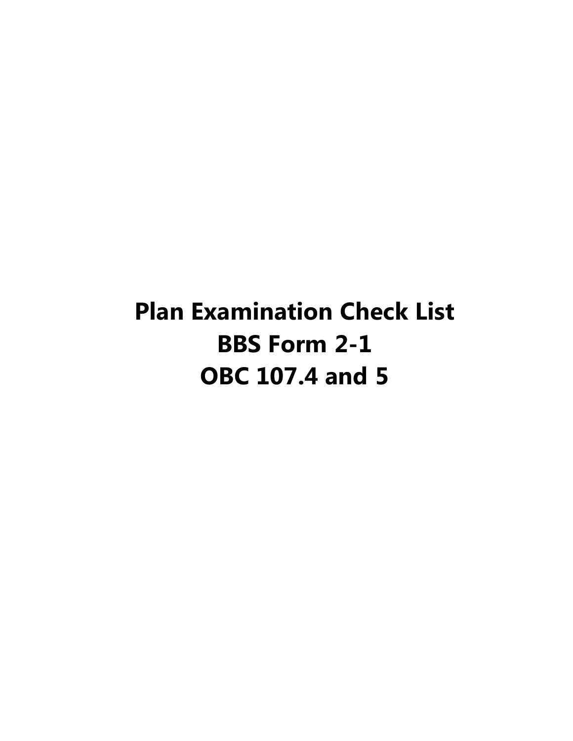# Plan Examination Check List
# BBS Form 2-1
# OBC 107.4 and 5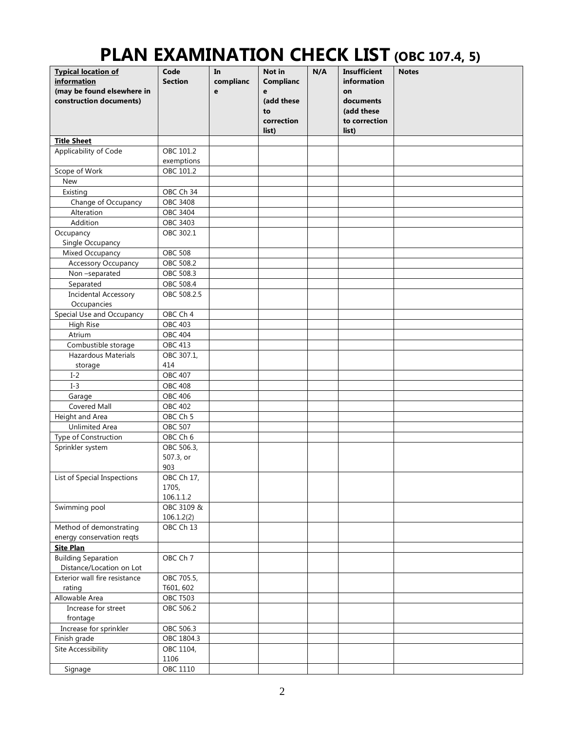# PLAN EXAMINATION CHECK LIST (OBC 107.4, 5)

| Typical location of information (may be found elsewhere in construction documents) | Code Section | In compliance | Not in Compliance (add these to correction list) | N/A | Insufficient information on documents (add these to correction list) | Notes |
|---|---|---|---|---|---|---|
| **Title Sheet** | | | | | | |
| Applicability of Code | OBC 101.2 exemptions | | | | | |
| Scope of Work | OBC 101.2 | | | | | |
| New | | | | | | |
| Existing | OBC Ch 34 | | | | | |
| Change of Occupancy | OBC 3408 | | | | | |
| Alteration | OBC 3404 | | | | | |
| Addition | OBC 3403 | | | | | |
| Occupancy Single Occupancy | OBC 302.1 | | | | | |
| Mixed Occupancy | OBC 508 | | | | | |
| Accessory Occupancy | OBC 508.2 | | | | | |
| Non –separated | OBC 508.3 | | | | | |
| Separated | OBC 508.4 | | | | | |
| Incidental Accessory Occupancies | OBC 508.2.5 | | | | | |
| Special Use and Occupancy | OBC Ch 4 | | | | | |
| High Rise | OBC 403 | | | | | |
| Atrium | OBC 404 | | | | | |
| Combustible storage | OBC 413 | | | | | |
| Hazardous Materials storage | OBC 307.1, 414 | | | | | |
| I-2 | OBC 407 | | | | | |
| I-3 | OBC 408 | | | | | |
| Garage | OBC 406 | | | | | |
| Covered Mall | OBC 402 | | | | | |
| Height and Area | OBC Ch 5 | | | | | |
| Unlimited Area | OBC 507 | | | | | |
| Type of Construction | OBC Ch 6 | | | | | |
| Sprinkler system | OBC 506.3, 507.3, or 903 | | | | | |
| List of Special Inspections | OBC Ch 17, 1705, 106.1.1.2 | | | | | |
| Swimming pool | OBC 3109 & 106.1.2(2) | | | | | |
| Method of demonstrating energy conservation reqts | OBC Ch 13 | | | | | |
| **Site Plan** | | | | | | |
| Building Separation Distance/Location on Lot | OBC Ch 7 | | | | | |
| Exterior wall fire resistance rating | OBC 705.5, T601, 602 | | | | | |
| Allowable Area | OBC T503 | | | | | |
| Increase for street frontage | OBC 506.2 | | | | | |
| Increase for sprinkler | OBC 506.3 | | | | | |
| Finish grade | OBC 1804.3 | | | | | |
| Site Accessibility | OBC 1104, 1106 | | | | | |
| Signage | OBC 1110 | | | | | |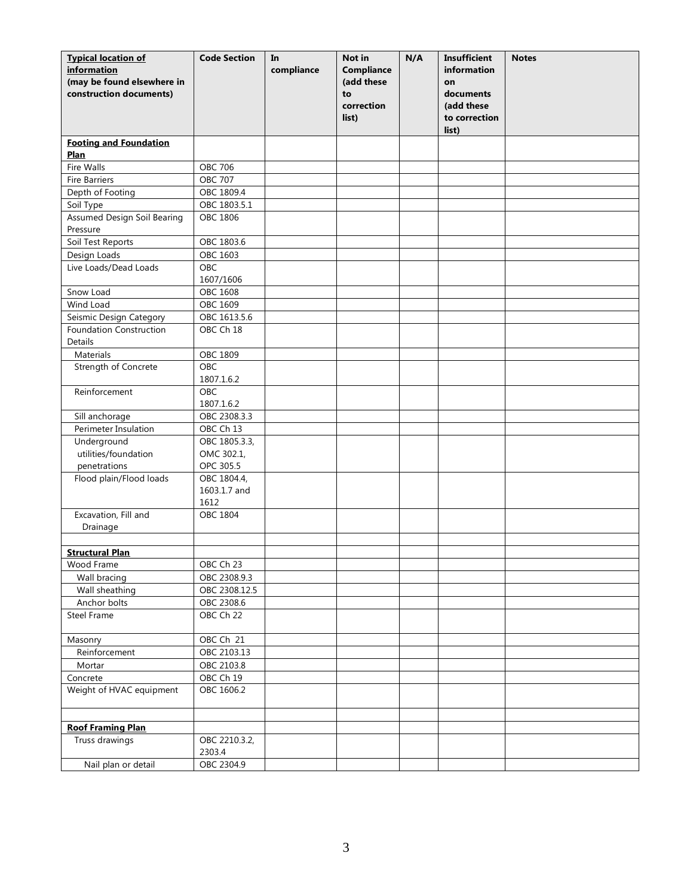| **Typical location of information** (may be found elsewhere in construction documents) | **Code Section** | **In compliance** | **Not in Compliance (add these to correction list)** | **N/A** | **Insufficient information on documents (add these to correction list)** | **Notes** |
|---|---|---|---|---|---|---|
| **Footing and Foundation Plan** | | | | | | |
| Fire Walls | OBC 706 | | | | | |
| Fire Barriers | OBC 707 | | | | | |
| Depth of Footing | OBC 1809.4 | | | | | |
| Soil Type | OBC 1803.5.1 | | | | | |
| Assumed Design Soil Bearing Pressure | OBC 1806 | | | | | |
| Soil Test Reports | OBC 1803.6 | | | | | |
| Design Loads | OBC 1603 | | | | | |
| Live Loads/Dead Loads | OBC 1607/1606 | | | | | |
| Snow Load | OBC 1608 | | | | | |
| Wind Load | OBC 1609 | | | | | |
| Seismic Design Category | OBC 1613.5.6 | | | | | |
| Foundation Construction Details | OBC Ch 18 | | | | | |
| Materials | OBC 1809 | | | | | |
| Strength of Concrete | OBC 1807.1.6.2 | | | | | |
| Reinforcement | OBC 1807.1.6.2 | | | | | |
| Sill anchorage | OBC 2308.3.3 | | | | | |
| Perimeter Insulation | OBC Ch 13 | | | | | |
| Underground utilities/foundation penetrations | OBC 1805.3.3, OMC 302.1, OPC 305.5 | | | | | |
| Flood plain/Flood loads | OBC 1804.4, 1603.1.7 and 1612 | | | | | |
| Excavation, Fill and Drainage | OBC 1804 | | | | | |
| | | | | | | |
| **Structural Plan** | | | | | | |
| Wood Frame | OBC Ch 23 | | | | | |
| Wall bracing | OBC 2308.9.3 | | | | | |
| Wall sheathing | OBC 2308.12.5 | | | | | |
| Anchor bolts | OBC 2308.6 | | | | | |
| Steel Frame | OBC Ch 22 | | | | | |
| Masonry | OBC Ch 21 | | | | | |
| Reinforcement | OBC 2103.13 | | | | | |
| Mortar | OBC 2103.8 | | | | | |
| Concrete | OBC Ch 19 | | | | | |
| Weight of HVAC equipment | OBC 1606.2 | | | | | |
| | | | | | | |
| **Roof Framing Plan** | | | | | | |
| Truss drawings | OBC 2210.3.2, 2303.4 | | | | | |
| Nail plan or detail | OBC 2304.9 | | | | | |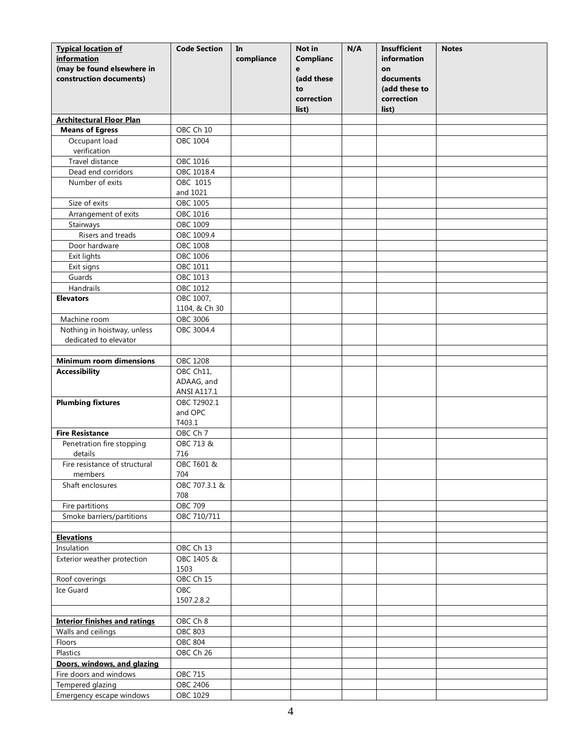| Typical location of information (may be found elsewhere in construction documents) | Code Section | In compliance | Not in Compliance (add these to correction list) | N/A | Insufficient information on documents (add these to correction list) | Notes |
|---|---|---|---|---|---|---|
| **Architectural Floor Plan** | | | | | | |
| **Means of Egress** | OBC Ch 10 | | | | | |
| Occupant load verification | OBC 1004 | | | | | |
| Travel distance | OBC 1016 | | | | | |
| Dead end corridors | OBC 1018.4 | | | | | |
| Number of exits | OBC 1015 and 1021 | | | | | |
| Size of exits | OBC 1005 | | | | | |
| Arrangement of exits | OBC 1016 | | | | | |
| Stairways | OBC 1009 | | | | | |
| Risers and treads | OBC 1009.4 | | | | | |
| Door hardware | OBC 1008 | | | | | |
| Exit lights | OBC 1006 | | | | | |
| Exit signs | OBC 1011 | | | | | |
| Guards | OBC 1013 | | | | | |
| Handrails | OBC 1012 | | | | | |
| **Elevators** | OBC 1007, 1104, & Ch 30 | | | | | |
| Machine room | OBC 3006 | | | | | |
| Nothing in hoistway, unless dedicated to elevator | OBC 3004.4 | | | | | |
| | | | | | | |
| **Minimum room dimensions** | OBC 1208 | | | | | |
| **Accessibility** | OBC Ch11, ADAAG, and ANSI A117.1 | | | | | |
| **Plumbing fixtures** | OBC T2902.1 and OPC T403.1 | | | | | |
| **Fire Resistance** | OBC Ch 7 | | | | | |
| Penetration fire stopping details | OBC 713 & 716 | | | | | |
| Fire resistance of structural members | OBC T601 & 704 | | | | | |
| Shaft enclosures | OBC 707.3.1 & 708 | | | | | |
| Fire partitions | OBC 709 | | | | | |
| Smoke barriers/partitions | OBC 710/711 | | | | | |
| | | | | | | |
| **Elevations** | | | | | | |
| Insulation | OBC Ch 13 | | | | | |
| Exterior weather protection | OBC 1405 & 1503 | | | | | |
| Roof coverings | OBC Ch 15 | | | | | |
| Ice Guard | OBC 1507.2.8.2 | | | | | |
| | | | | | | |
| **Interior finishes and ratings** | OBC Ch 8 | | | | | |
| Walls and ceilings | OBC 803 | | | | | |
| Floors | OBC 804 | | | | | |
| Plastics | OBC Ch 26 | | | | | |
| **Doors, windows, and glazing** | | | | | | |
| Fire doors and windows | OBC 715 | | | | | |
| Tempered glazing | OBC 2406 | | | | | |
| Emergency escape windows | OBC 1029 | | | | | |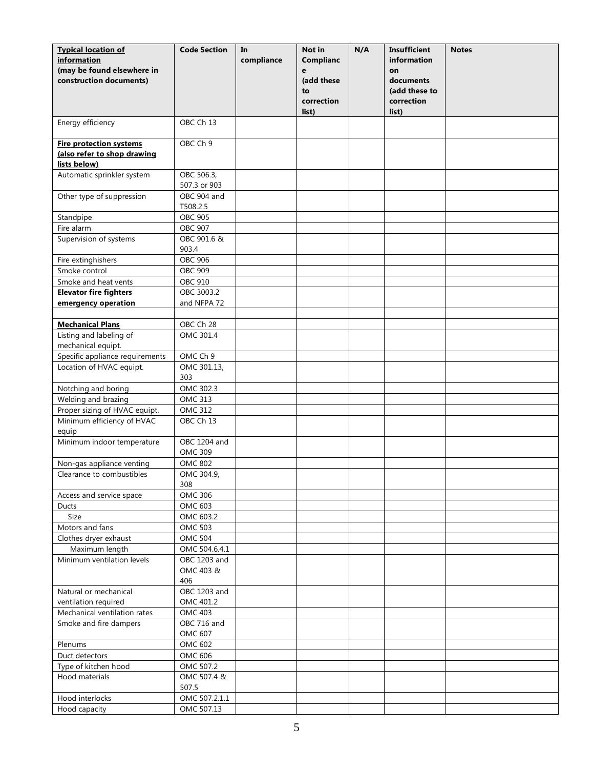| **Typical location of information** (may be found elsewhere in construction documents) | **Code Section** | **In compliance** | **Not in Compliance (add these to correction list)** | **N/A** | **Insufficient information on documents (add these to correction list)** | **Notes** |
|---|---|---|---|---|---|---|
| Energy efficiency | OBC Ch 13 | | | | | |
| **Fire protection systems (also refer to shop drawing lists below)** | OBC Ch 9 | | | | | |
| Automatic sprinkler system | OBC 506.3, 507.3 or 903 | | | | | |
| Other type of suppression | OBC 904 and T508.2.5 | | | | | |
| Standpipe | OBC 905 | | | | | |
| Fire alarm | OBC 907 | | | | | |
| Supervision of systems | OBC 901.6 & 903.4 | | | | | |
| Fire extinghishers | OBC 906 | | | | | |
| Smoke control | OBC 909 | | | | | |
| Smoke and heat vents | OBC 910 | | | | | |
| **Elevator fire fighters emergency operation** | OBC 3003.2 and NFPA 72 | | | | | |
| | | | | | | |
| **Mechanical Plans** | OBC Ch 28 | | | | | |
| Listing and labeling of mechanical equipt. | OMC 301.4 | | | | | |
| Specific appliance requirements | OMC Ch 9 | | | | | |
| Location of HVAC equipt. | OMC 301.13, 303 | | | | | |
| Notching and boring | OMC 302.3 | | | | | |
| Welding and brazing | OMC 313 | | | | | |
| Proper sizing of HVAC equipt. | OMC 312 | | | | | |
| Minimum efficiency of HVAC equip | OBC Ch 13 | | | | | |
| Minimum indoor temperature | OBC 1204 and OMC 309 | | | | | |
| Non-gas appliance venting | OMC 802 | | | | | |
| Clearance to combustibles | OMC 304.9, 308 | | | | | |
| Access and service space | OMC 306 | | | | | |
| Ducts | OMC 603 | | | | | |
| Size | OMC 603.2 | | | | | |
| Motors and fans | OMC 503 | | | | | |
| Clothes dryer exhaust | OMC 504 | | | | | |
| Maximum length | OMC 504.6.4.1 | | | | | |
| Minimum ventilation levels | OBC 1203 and OMC 403 & 406 | | | | | |
| Natural or mechanical ventilation required | OBC 1203 and OMC 401.2 | | | | | |
| Mechanical ventilation rates | OMC 403 | | | | | |
| Smoke and fire dampers | OBC 716 and OMC 607 | | | | | |
| Plenums | OMC 602 | | | | | |
| Duct detectors | OMC 606 | | | | | |
| Type of kitchen hood | OMC 507.2 | | | | | |
| Hood materials | OMC 507.4 & 507.5 | | | | | |
| Hood interlocks | OMC 507.2.1.1 | | | | | |
| Hood capacity | OMC 507.13 | | | | | |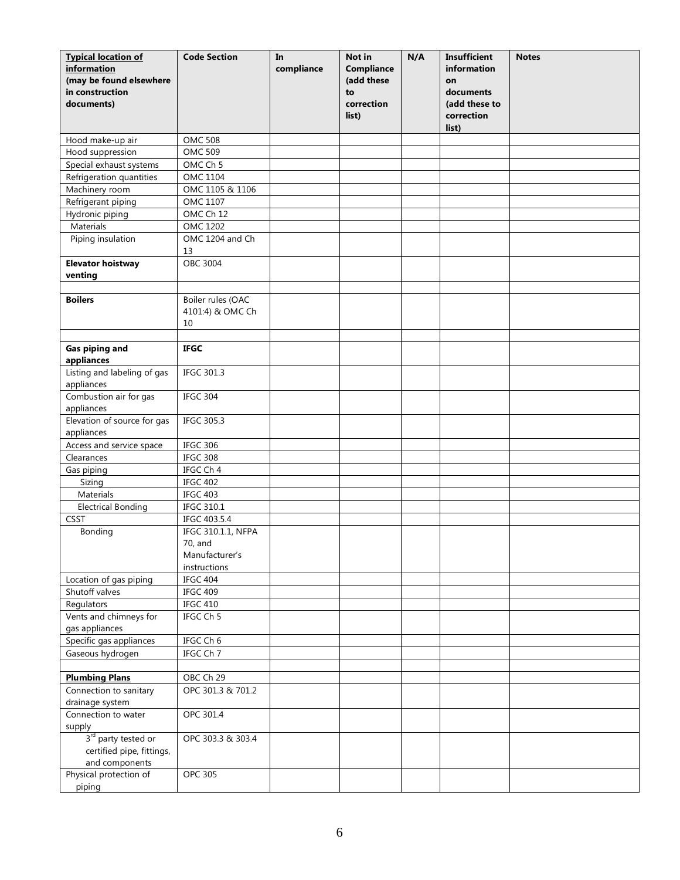| **Typical location of information (may be found elsewhere in construction documents)** | **Code Section** | **In compliance** | **Not in Compliance (add these to correction list)** | **N/A** | **Insufficient information on documents (add these to correction list)** | **Notes** |
|---|---|---|---|---|---|---|
| Hood make-up air | OMC 508 | | | | | |
| Hood suppression | OMC 509 | | | | | |
| Special exhaust systems | OMC Ch 5 | | | | | |
| Refrigeration quantities | OMC 1104 | | | | | |
| Machinery room | OMC 1105 & 1106 | | | | | |
| Refrigerant piping | OMC 1107 | | | | | |
| Hydronic piping | OMC Ch 12 | | | | | |
| Materials | OMC 1202 | | | | | |
| Piping insulation | OMC 1204 and Ch 13 | | | | | |
| **Elevator hoistway venting** | OBC 3004 | | | | | |
| | | | | | | |
| **Boilers** | Boiler rules (OAC 4101:4) & OMC Ch 10 | | | | | |
| | | | | | | |
| **Gas piping and appliances** | **IFGC** | | | | | |
| Listing and labeling of gas appliances | IFGC 301.3 | | | | | |
| Combustion air for gas appliances | IFGC 304 | | | | | |
| Elevation of source for gas appliances | IFGC 305.3 | | | | | |
| Access and service space | IFGC 306 | | | | | |
| Clearances | IFGC 308 | | | | | |
| Gas piping | IFGC Ch 4 | | | | | |
| Sizing | IFGC 402 | | | | | |
| Materials | IFGC 403 | | | | | |
| Electrical Bonding | IFGC 310.1 | | | | | |
| CSST | IFGC 403.5.4 | | | | | |
| Bonding | IFGC 310.1.1, NFPA 70, and Manufacturer's instructions | | | | | |
| Location of gas piping | IFGC 404 | | | | | |
| Shutoff valves | IFGC 409 | | | | | |
| Regulators | IFGC 410 | | | | | |
| Vents and chimneys for gas appliances | IFGC Ch 5 | | | | | |
| Specific gas appliances | IFGC Ch 6 | | | | | |
| Gaseous hydrogen | IFGC Ch 7 | | | | | |
| | | | | | | |
| **Plumbing Plans** | OBC Ch 29 | | | | | |
| Connection to sanitary drainage system | OPC 301.3 & 701.2 | | | | | |
| Connection to water supply | OPC 301.4 | | | | | |
| 3rd party tested or certified pipe, fittings, and components | OPC 303.3 & 303.4 | | | | | |
| Physical protection of piping | OPC 305 | | | | | |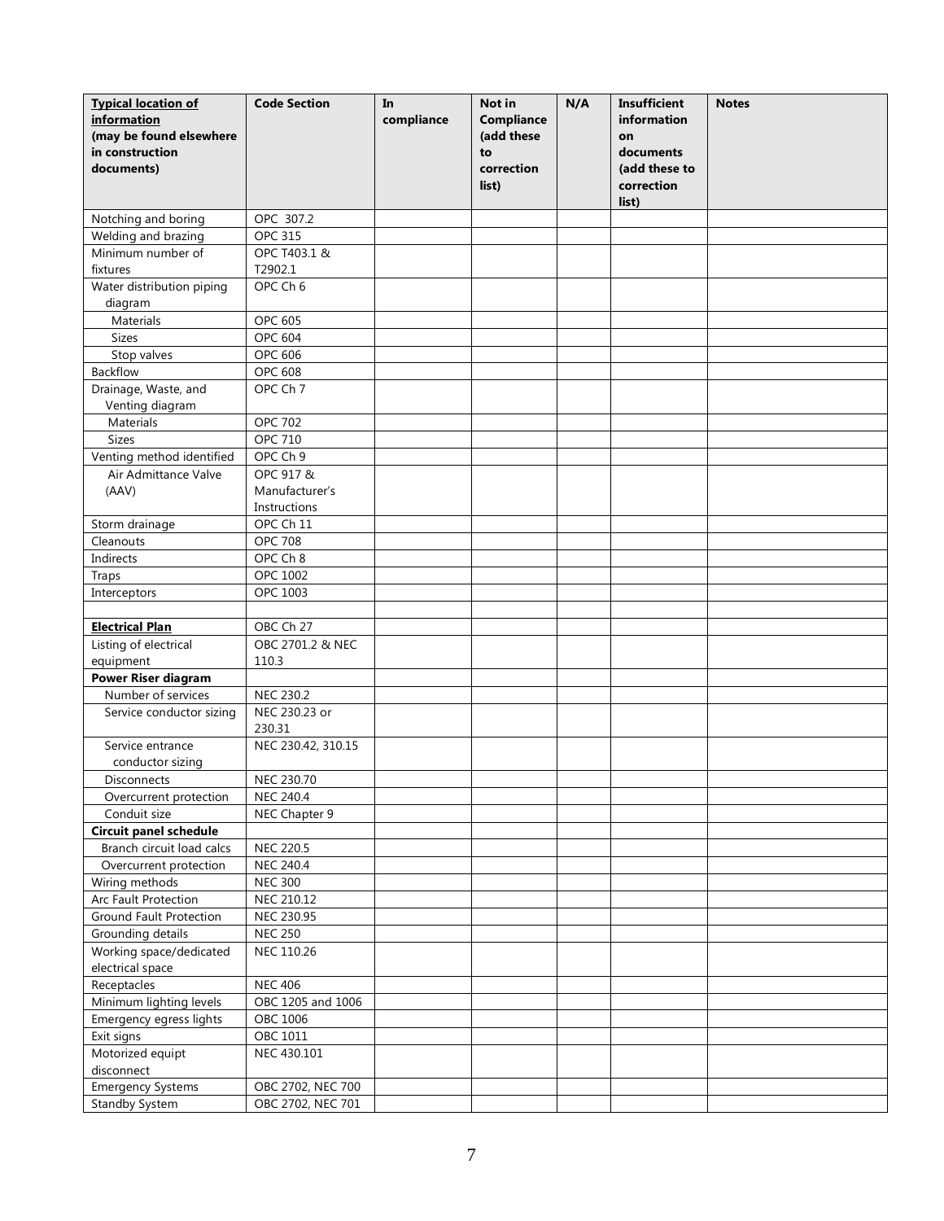| Typical location of information (may be found elsewhere in construction documents) | Code Section | In compliance | Not in Compliance (add these to correction list) | N/A | Insufficient information on documents (add these to correction list) | Notes |
|---|---|---|---|---|---|---|
| Notching and boring | OPC 307.2 | | | | | |
| Welding and brazing | OPC 315 | | | | | |
| Minimum number of fixtures | OPC T403.1 & T2902.1 | | | | | |
| Water distribution piping diagram | OPC Ch 6 | | | | | |
| Materials | OPC 605 | | | | | |
| Sizes | OPC 604 | | | | | |
| Stop valves | OPC 606 | | | | | |
| Backflow | OPC 608 | | | | | |
| Drainage, Waste, and Venting diagram | OPC Ch 7 | | | | | |
| Materials | OPC 702 | | | | | |
| Sizes | OPC 710 | | | | | |
| Venting method identified | OPC Ch 9 | | | | | |
| Air Admittance Valve (AAV) | OPC 917 & Manufacturer's Instructions | | | | | |
| Storm drainage | OPC Ch 11 | | | | | |
| Cleanouts | OPC 708 | | | | | |
| Indirects | OPC Ch 8 | | | | | |
| Traps | OPC 1002 | | | | | |
| Interceptors | OPC 1003 | | | | | |
| | | | | | | |
| **Electrical Plan** | OBC Ch 27 | | | | | |
| Listing of electrical equipment | OBC 2701.2 & NEC 110.3 | | | | | |
| **Power Riser diagram** | | | | | | |
| Number of services | NEC 230.2 | | | | | |
| Service conductor sizing | NEC 230.23 or 230.31 | | | | | |
| Service entrance conductor sizing | NEC 230.42, 310.15 | | | | | |
| Disconnects | NEC 230.70 | | | | | |
| Overcurrent protection | NEC 240.4 | | | | | |
| Conduit size | NEC Chapter 9 | | | | | |
| **Circuit panel schedule** | | | | | | |
| Branch circuit load calcs | NEC 220.5 | | | | | |
| Overcurrent protection | NEC 240.4 | | | | | |
| Wiring methods | NEC 300 | | | | | |
| Arc Fault Protection | NEC 210.12 | | | | | |
| Ground Fault Protection | NEC 230.95 | | | | | |
| Grounding details | NEC 250 | | | | | |
| Working space/dedicated electrical space | NEC 110.26 | | | | | |
| Receptacles | NEC 406 | | | | | |
| Minimum lighting levels | OBC 1205 and 1006 | | | | | |
| Emergency egress lights | OBC 1006 | | | | | |
| Exit signs | OBC 1011 | | | | | |
| Motorized equipt disconnect | NEC 430.101 | | | | | |
| Emergency Systems | OBC 2702, NEC 700 | | | | | |
| Standby System | OBC 2702, NEC 701 | | | | | |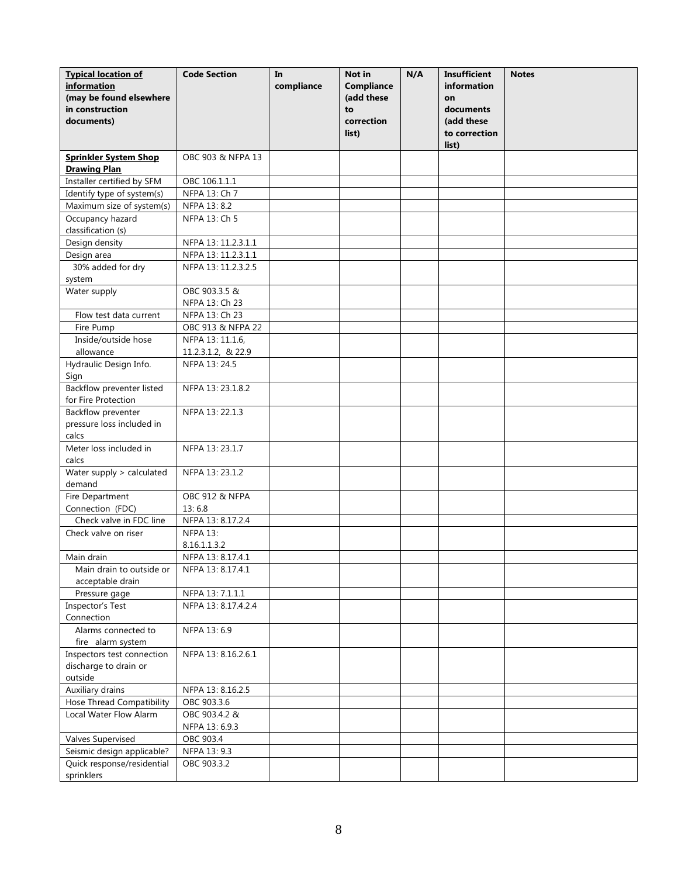| **Typical location of information** (may be found elsewhere in construction documents) | **Code Section** | **In compliance** | **Not in Compliance (add these to correction list)** | **N/A** | **Insufficient information on documents (add these to correction list)** | **Notes** |
|---|---|---|---|---|---|---|
| **Sprinkler System Shop Drawing Plan** | OBC 903 & NFPA 13 | | | | | |
| Installer certified by SFM | OBC 106.1.1.1 | | | | | |
| Identify type of system(s) | NFPA 13: Ch 7 | | | | | |
| Maximum size of system(s) | NFPA 13: 8.2 | | | | | |
| Occupancy hazard classification (s) | NFPA 13: Ch 5 | | | | | |
| Design density | NFPA 13: 11.2.3.1.1 | | | | | |
| Design area | NFPA 13: 11.2.3.1.1 | | | | | |
| 30% added for dry system | NFPA 13: 11.2.3.2.5 | | | | | |
| Water supply | OBC 903.3.5 & NFPA 13: Ch 23 | | | | | |
| Flow test data current | NFPA 13: Ch 23 | | | | | |
| Fire Pump | OBC 913 & NFPA 22 | | | | | |
| Inside/outside hose allowance | NFPA 13: 11.1.6, 11.2.3.1.2, & 22.9 | | | | | |
| Hydraulic Design Info. Sign | NFPA 13: 24.5 | | | | | |
| Backflow preventer listed for Fire Protection | NFPA 13: 23.1.8.2 | | | | | |
| Backflow preventer pressure loss included in calcs | NFPA 13: 22.1.3 | | | | | |
| Meter loss included in calcs | NFPA 13: 23.1.7 | | | | | |
| Water supply > calculated demand | NFPA 13: 23.1.2 | | | | | |
| Fire Department Connection (FDC) | OBC 912 & NFPA 13: 6.8 | | | | | |
| Check valve in FDC line | NFPA 13: 8.17.2.4 | | | | | |
| Check valve on riser | NFPA 13: 8.16.1.1.3.2 | | | | | |
| Main drain | NFPA 13: 8.17.4.1 | | | | | |
| Main drain to outside or acceptable drain | NFPA 13: 8.17.4.1 | | | | | |
| Pressure gage | NFPA 13: 7.1.1.1 | | | | | |
| Inspector's Test Connection | NFPA 13: 8.17.4.2.4 | | | | | |
| Alarms connected to fire alarm system | NFPA 13: 6.9 | | | | | |
| Inspectors test connection discharge to drain or outside | NFPA 13: 8.16.2.6.1 | | | | | |
| Auxiliary drains | NFPA 13: 8.16.2.5 | | | | | |
| Hose Thread Compatibility | OBC 903.3.6 | | | | | |
| Local Water Flow Alarm | OBC 903.4.2 & NFPA 13: 6.9.3 | | | | | |
| Valves Supervised | OBC 903.4 | | | | | |
| Seismic design applicable? | NFPA 13: 9.3 | | | | | |
| Quick response/residential sprinklers | OBC 903.3.2 | | | | | |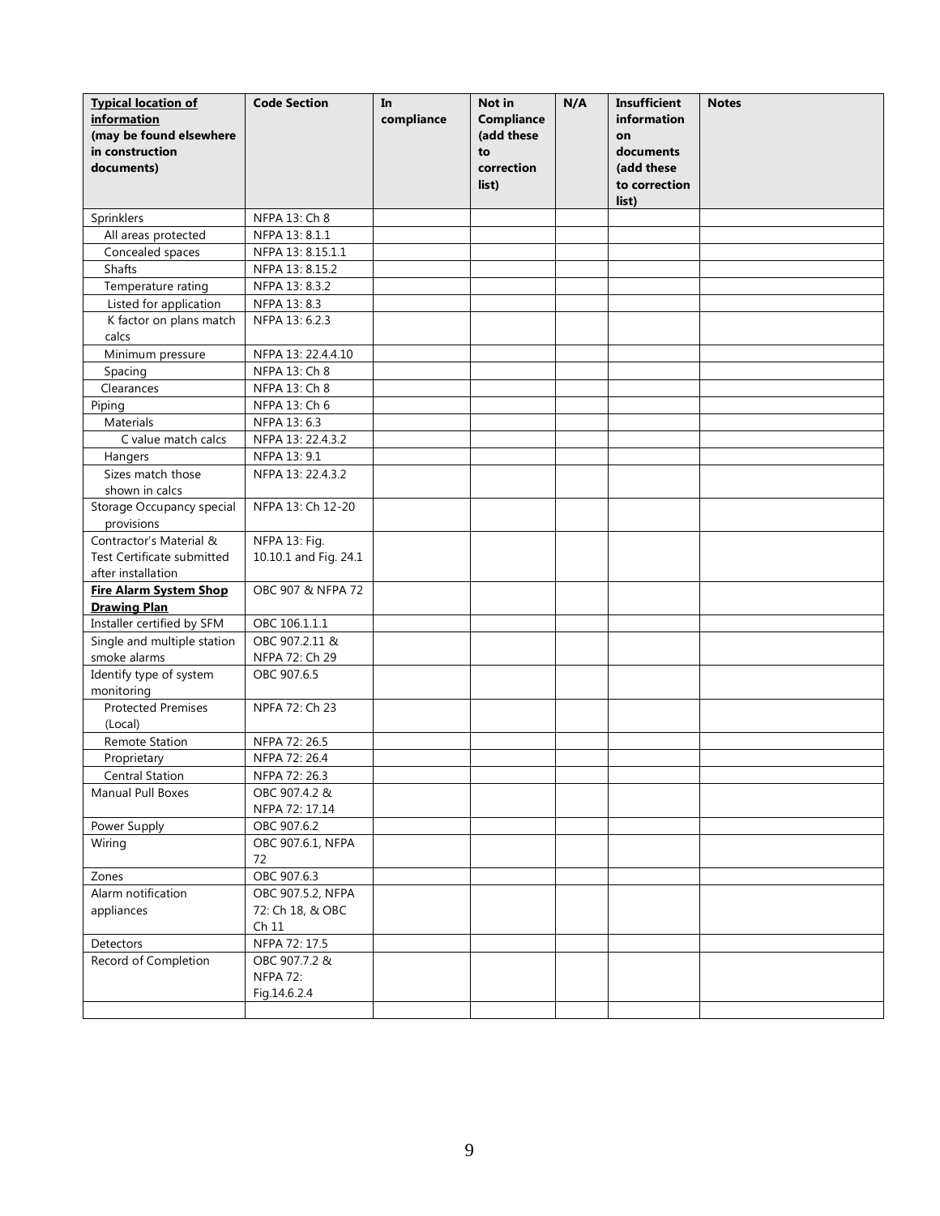| **Typical location of information (may be found elsewhere in construction documents)** | **Code Section** | **In compliance** | **Not in Compliance (add these to correction list)** | **N/A** | **Insufficient information on documents (add these to correction list)** | **Notes** |
|---|---|---|---|---|---|---|
| Sprinklers | NFPA 13: Ch 8 | | | | | |
| All areas protected | NFPA 13: 8.1.1 | | | | | |
| Concealed spaces | NFPA 13: 8.15.1.1 | | | | | |
| Shafts | NFPA 13: 8.15.2 | | | | | |
| Temperature rating | NFPA 13: 8.3.2 | | | | | |
| Listed for application | NFPA 13: 8.3 | | | | | |
| K factor on plans match calcs | NFPA 13: 6.2.3 | | | | | |
| Minimum pressure | NFPA 13: 22.4.4.10 | | | | | |
| Spacing | NFPA 13: Ch 8 | | | | | |
| Clearances | NFPA 13: Ch 8 | | | | | |
| Piping | NFPA 13: Ch 6 | | | | | |
| Materials | NFPA 13: 6.3 | | | | | |
| C value match calcs | NFPA 13: 22.4.3.2 | | | | | |
| Hangers | NFPA 13: 9.1 | | | | | |
| Sizes match those shown in calcs | NFPA 13: 22.4.3.2 | | | | | |
| Storage Occupancy special provisions | NFPA 13: Ch 12-20 | | | | | |
| Contractor's Material & Test Certificate submitted after installation | NFPA 13: Fig. 10.10.1 and Fig. 24.1 | | | | | |
| **Fire Alarm System Shop Drawing Plan** | OBC 907 & NFPA 72 | | | | | |
| Installer certified by SFM | OBC 106.1.1.1 | | | | | |
| Single and multiple station smoke alarms | OBC 907.2.11 & NFPA 72: Ch 29 | | | | | |
| Identify type of system monitoring | OBC 907.6.5 | | | | | |
| Protected Premises (Local) | NPFA 72: Ch 23 | | | | | |
| Remote Station | NFPA 72: 26.5 | | | | | |
| Proprietary | NFPA 72: 26.4 | | | | | |
| Central Station | NFPA 72: 26.3 | | | | | |
| Manual Pull Boxes | OBC 907.4.2 & NFPA 72: 17.14 | | | | | |
| Power Supply | OBC 907.6.2 | | | | | |
| Wiring | OBC 907.6.1, NFPA 72 | | | | | |
| Zones | OBC 907.6.3 | | | | | |
| Alarm notification appliances | OBC 907.5.2, NFPA 72: Ch 18, & OBC Ch 11 | | | | | |
| Detectors | NFPA 72: 17.5 | | | | | |
| Record of Completion | OBC 907.7.2 & NFPA 72: Fig.14.6.2.4 | | | | | |
| | | | | | | |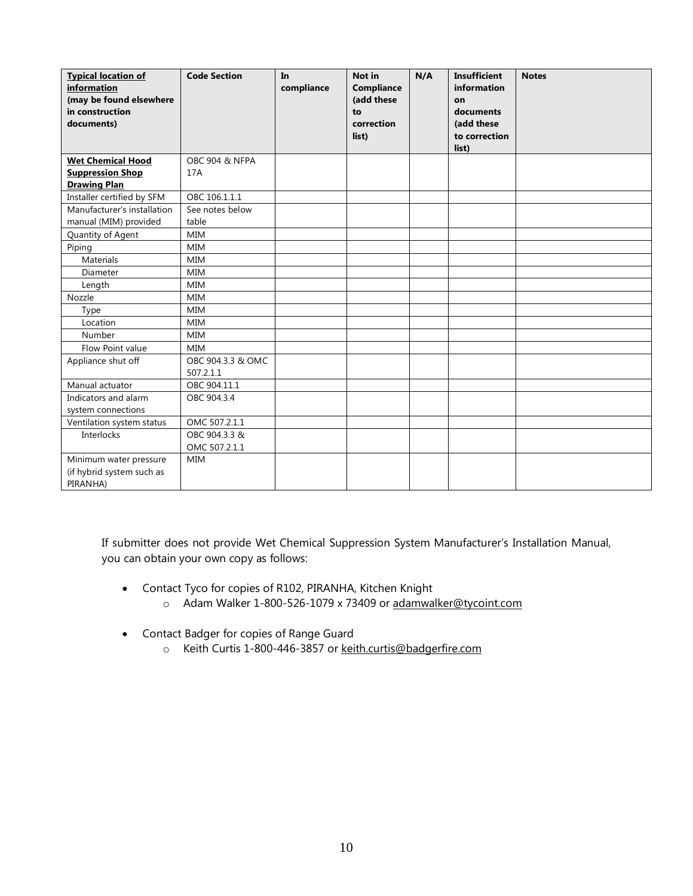| **Typical location of information** (may be found elsewhere in construction documents) | **Code Section** | **In compliance** | **Not in Compliance (add these to correction list)** | **N/A** | **Insufficient information on documents (add these to correction list)** | **Notes** |
|---|---|---|---|---|---|---|
| **Wet Chemical Hood Suppression Shop Drawing Plan** | OBC 904 & NFPA 17A | | | | | |
| Installer certified by SFM | OBC 106.1.1.1 | | | | | |
| Manufacturer's installation manual (MIM) provided | See notes below table | | | | | |
| Quantity of Agent | MIM | | | | | |
| Piping | MIM | | | | | |
| Materials | MIM | | | | | |
| Diameter | MIM | | | | | |
| Length | MIM | | | | | |
| Nozzle | MIM | | | | | |
| Type | MIM | | | | | |
| Location | MIM | | | | | |
| Number | MIM | | | | | |
| Flow Point value | MIM | | | | | |
| Appliance shut off | OBC 904.3.3 & OMC 507.2.1.1 | | | | | |
| Manual actuator | OBC 904.11.1 | | | | | |
| Indicators and alarm system connections | OBC 904.3.4 | | | | | |
| Ventilation system status | OMC 507.2.1.1 | | | | | |
| Interlocks | OBC 904.3.3 & OMC 507.2.1.1 | | | | | |
| Minimum water pressure (if hybrid system such as PIRANHA) | MIM | | | | | |

If submitter does not provide Wet Chemical Suppression System Manufacturer's Installation Manual, you can obtain your own copy as follows:

- Contact Tyco for copies of R102, PIRANHA, Kitchen Knight
  - Adam Walker 1-800-526-1079 x 73409 or adamwalker@tycoint.com
- Contact Badger for copies of Range Guard
  - Keith Curtis 1-800-446-3857 or keith.curtis@badgerfire.com